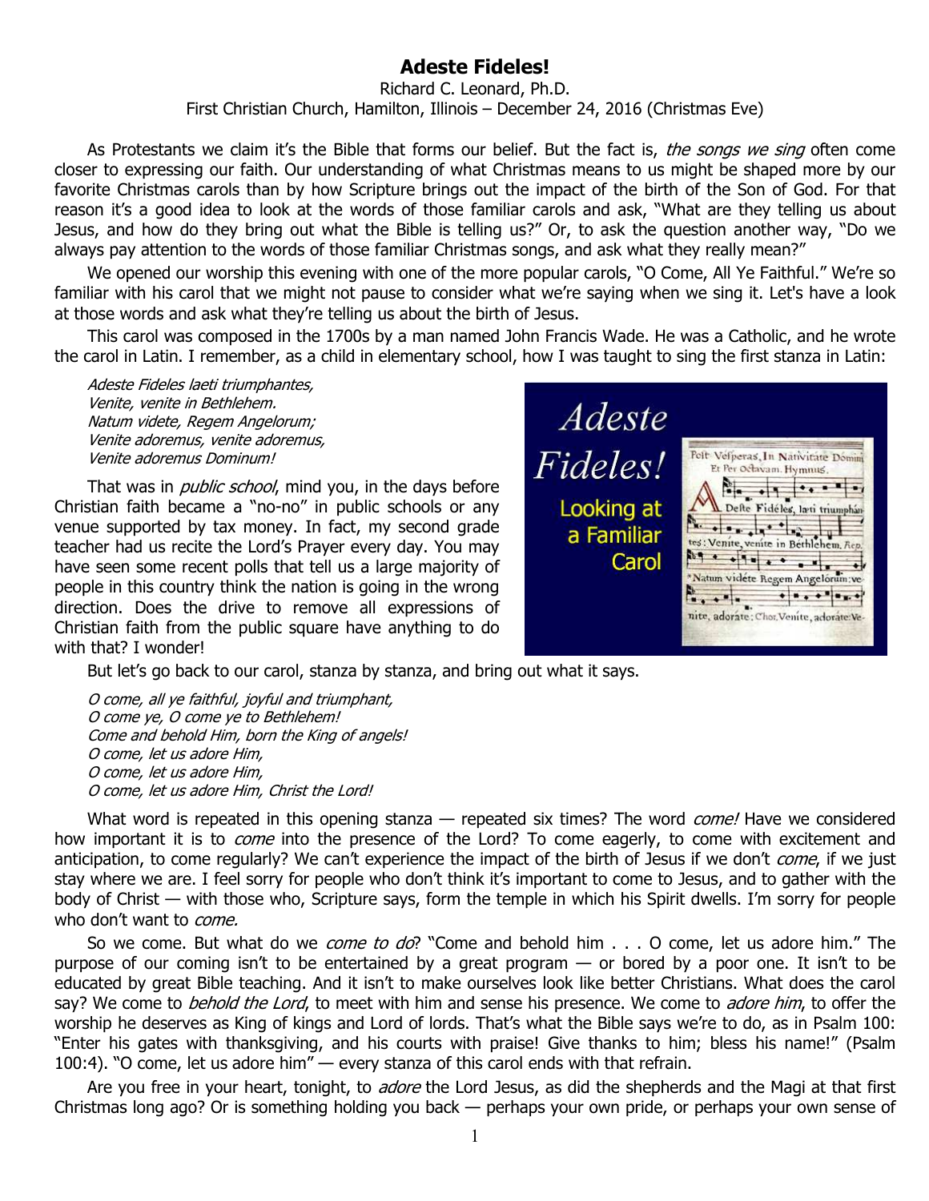# Adeste Fideles!

Richard C. Leonard, Ph.D.
First Christian Church, Hamilton, Illinois – December 24, 2016 (Christmas Eve)

As Protestants we claim it's the Bible that forms our belief. But the fact is, *the songs we sing* often come closer to expressing our faith. Our understanding of what Christmas means to us might be shaped more by our favorite Christmas carols than by how Scripture brings out the impact of the birth of the Son of God. For that reason it's a good idea to look at the words of those familiar carols and ask, "What are they telling us about Jesus, and how do they bring out what the Bible is telling us?" Or, to ask the question another way, "Do we always pay attention to the words of those familiar Christmas songs, and ask what they really mean?"

We opened our worship this evening with one of the more popular carols, "O Come, All Ye Faithful." We're so familiar with his carol that we might not pause to consider what we're saying when we sing it. Let's have a look at those words and ask what they're telling us about the birth of Jesus.

This carol was composed in the 1700s by a man named John Francis Wade. He was a Catholic, and he wrote the carol in Latin. I remember, as a child in elementary school, how I was taught to sing the first stanza in Latin:

*Adeste Fideles laeti triumphantes,*
*Venite, venite in Bethlehem.*
*Natum videte, Regem Angelorum;*
*Venite adoremus, venite adoremus,*
*Venite adoremus Dominum!*

That was in *public school*, mind you, in the days before Christian faith became a "no-no" in public schools or any venue supported by tax money. In fact, my second grade teacher had us recite the Lord's Prayer every day. You may have seen some recent polls that tell us a large majority of people in this country think the nation is going in the wrong direction. Does the drive to remove all expressions of Christian faith from the public square have anything to do with that? I wonder!

But let's go back to our carol, stanza by stanza, and bring out what it says.

*O come, all ye faithful, joyful and triumphant,*
*O come ye, O come ye to Bethlehem!*
*Come and behold Him, born the King of angels!*
*O come, let us adore Him,*
*O come, let us adore Him,*
*O come, let us adore Him, Christ the Lord!*

What word is repeated in this opening stanza — repeated six times? The word *come!* Have we considered how important it is to *come* into the presence of the Lord? To come eagerly, to come with excitement and anticipation, to come regularly? We can't experience the impact of the birth of Jesus if we don't *come*, if we just stay where we are. I feel sorry for people who don't think it's important to come to Jesus, and to gather with the body of Christ — with those who, Scripture says, form the temple in which his Spirit dwells. I'm sorry for people who don't want to *come.*

So we come. But what do we *come to do*? "Come and behold him . . . O come, let us adore him." The purpose of our coming isn't to be entertained by a great program — or bored by a poor one. It isn't to be educated by great Bible teaching. And it isn't to make ourselves look like better Christians. What does the carol say? We come to *behold the Lord*, to meet with him and sense his presence. We come to *adore him*, to offer the worship he deserves as King of kings and Lord of lords. That's what the Bible says we're to do, as in Psalm 100: "Enter his gates with thanksgiving, and his courts with praise! Give thanks to him; bless his name!" (Psalm 100:4). "O come, let us adore him" — every stanza of this carol ends with that refrain.

Are you free in your heart, tonight, to *adore* the Lord Jesus, as did the shepherds and the Magi at that first Christmas long ago? Or is something holding you back — perhaps your own pride, or perhaps your own sense of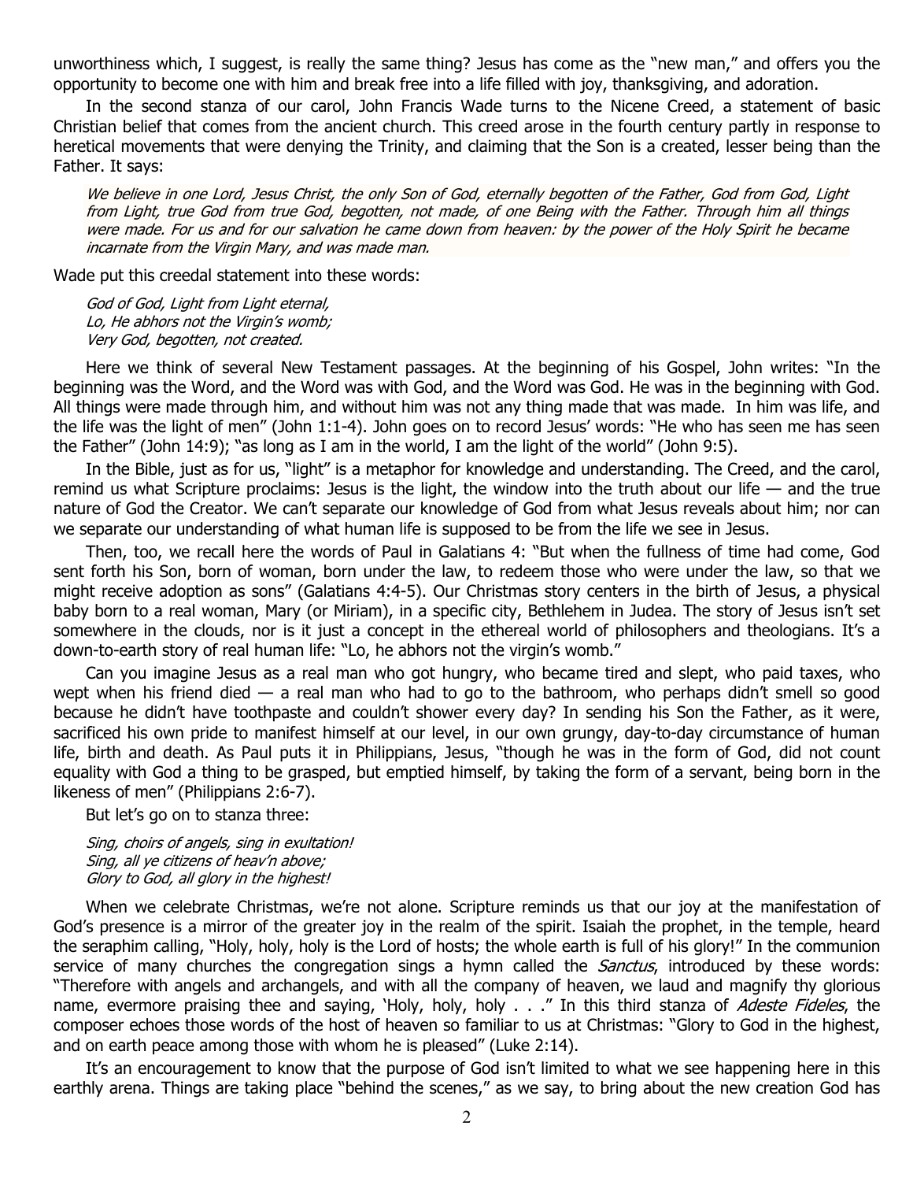unworthiness which, I suggest, is really the same thing? Jesus has come as the "new man," and offers you the opportunity to become one with him and break free into a life filled with joy, thanksgiving, and adoration.

In the second stanza of our carol, John Francis Wade turns to the Nicene Creed, a statement of basic Christian belief that comes from the ancient church. This creed arose in the fourth century partly in response to heretical movements that were denying the Trinity, and claiming that the Son is a created, lesser being than the Father. It says:

> *We believe in one Lord, Jesus Christ, the only Son of God, eternally begotten of the Father, God from God, Light from Light, true God from true God, begotten, not made, of one Being with the Father. Through him all things were made. For us and for our salvation he came down from heaven: by the power of the Holy Spirit he became incarnate from the Virgin Mary, and was made man.*

Wade put this creedal statement into these words:

> *God of God, Light from Light eternal,*
> *Lo, He abhors not the Virgin's womb;*
> *Very God, begotten, not created.*

Here we think of several New Testament passages. At the beginning of his Gospel, John writes: "In the beginning was the Word, and the Word was with God, and the Word was God. He was in the beginning with God. All things were made through him, and without him was not any thing made that was made. In him was life, and the life was the light of men" (John 1:1-4). John goes on to record Jesus' words: "He who has seen me has seen the Father" (John 14:9); "as long as I am in the world, I am the light of the world" (John 9:5).

In the Bible, just as for us, "light" is a metaphor for knowledge and understanding. The Creed, and the carol, remind us what Scripture proclaims: Jesus is the light, the window into the truth about our life — and the true nature of God the Creator. We can't separate our knowledge of God from what Jesus reveals about him; nor can we separate our understanding of what human life is supposed to be from the life we see in Jesus.

Then, too, we recall here the words of Paul in Galatians 4: "But when the fullness of time had come, God sent forth his Son, born of woman, born under the law, to redeem those who were under the law, so that we might receive adoption as sons" (Galatians 4:4-5). Our Christmas story centers in the birth of Jesus, a physical baby born to a real woman, Mary (or Miriam), in a specific city, Bethlehem in Judea. The story of Jesus isn't set somewhere in the clouds, nor is it just a concept in the ethereal world of philosophers and theologians. It's a down-to-earth story of real human life: "Lo, he abhors not the virgin's womb."

Can you imagine Jesus as a real man who got hungry, who became tired and slept, who paid taxes, who wept when his friend died — a real man who had to go to the bathroom, who perhaps didn't smell so good because he didn't have toothpaste and couldn't shower every day? In sending his Son the Father, as it were, sacrificed his own pride to manifest himself at our level, in our own grungy, day-to-day circumstance of human life, birth and death. As Paul puts it in Philippians, Jesus, "though he was in the form of God, did not count equality with God a thing to be grasped, but emptied himself, by taking the form of a servant, being born in the likeness of men" (Philippians 2:6-7).

But let's go on to stanza three:

> *Sing, choirs of angels, sing in exultation!*
> *Sing, all ye citizens of heav'n above;*
> *Glory to God, all glory in the highest!*

When we celebrate Christmas, we're not alone. Scripture reminds us that our joy at the manifestation of God's presence is a mirror of the greater joy in the realm of the spirit. Isaiah the prophet, in the temple, heard the seraphim calling, "Holy, holy, holy is the Lord of hosts; the whole earth is full of his glory!" In the communion service of many churches the congregation sings a hymn called the *Sanctus*, introduced by these words: "Therefore with angels and archangels, and with all the company of heaven, we laud and magnify thy glorious name, evermore praising thee and saying, 'Holy, holy, holy . . ." In this third stanza of *Adeste Fideles*, the composer echoes those words of the host of heaven so familiar to us at Christmas: "Glory to God in the highest, and on earth peace among those with whom he is pleased" (Luke 2:14).

It's an encouragement to know that the purpose of God isn't limited to what we see happening here in this earthly arena. Things are taking place "behind the scenes," as we say, to bring about the new creation God has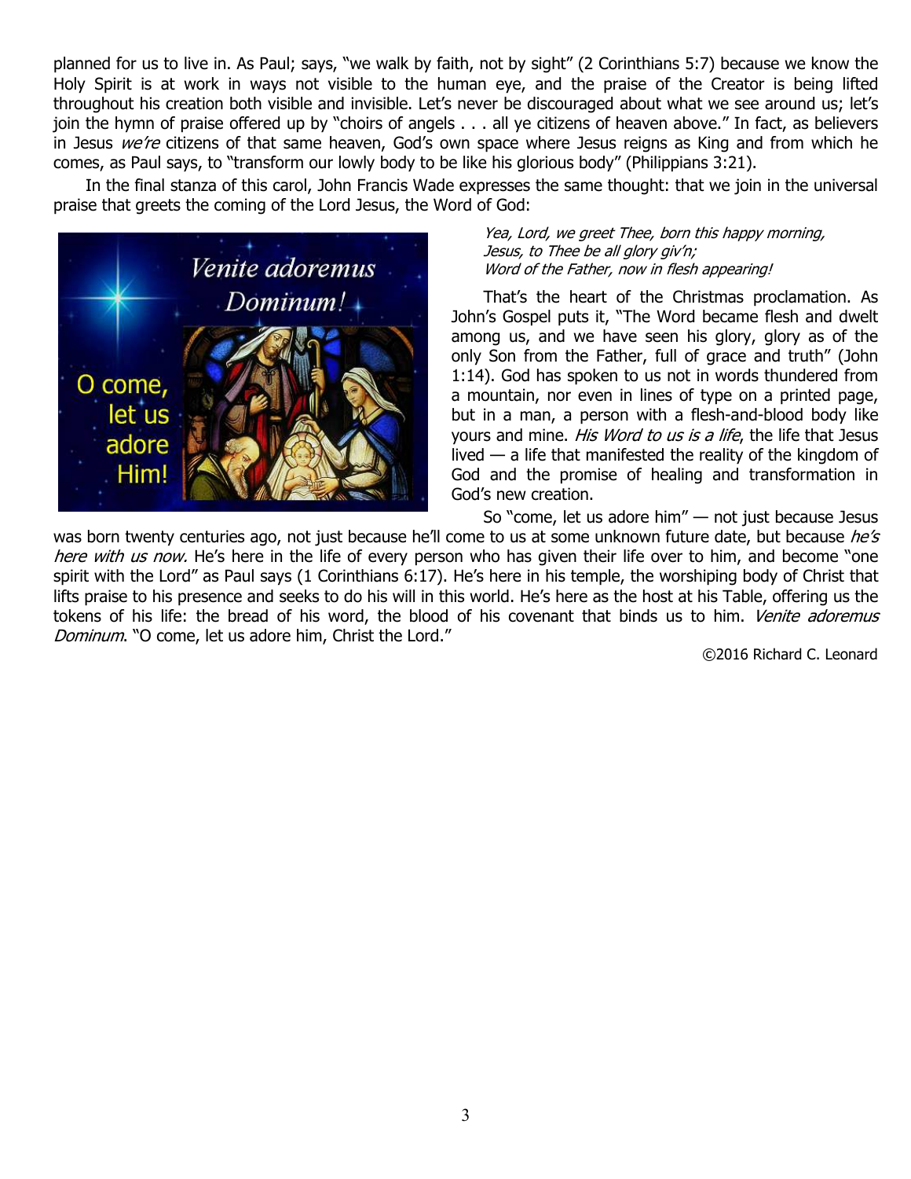planned for us to live in. As Paul; says, "we walk by faith, not by sight" (2 Corinthians 5:7) because we know the Holy Spirit is at work in ways not visible to the human eye, and the praise of the Creator is being lifted throughout his creation both visible and invisible. Let's never be discouraged about what we see around us; let's join the hymn of praise offered up by "choirs of angels . . . all ye citizens of heaven above." In fact, as believers in Jesus *we're* citizens of that same heaven, God's own space where Jesus reigns as King and from which he comes, as Paul says, to "transform our lowly body to be like his glorious body" (Philippians 3:21).

In the final stanza of this carol, John Francis Wade expresses the same thought: that we join in the universal praise that greets the coming of the Lord Jesus, the Word of God:

*Yea, Lord, we greet Thee, born this happy morning,*
*Jesus, to Thee be all glory giv'n;*
*Word of the Father, now in flesh appearing!*

That's the heart of the Christmas proclamation. As John's Gospel puts it, "The Word became flesh and dwelt among us, and we have seen his glory, glory as of the only Son from the Father, full of grace and truth" (John 1:14). God has spoken to us not in words thundered from a mountain, nor even in lines of type on a printed page, but in a man, a person with a flesh-and-blood body like yours and mine. *His Word to us is a life*, the life that Jesus lived — a life that manifested the reality of the kingdom of God and the promise of healing and transformation in God's new creation.

So "come, let us adore him" — not just because Jesus was born twenty centuries ago, not just because he'll come to us at some unknown future date, but because *he's here with us now.* He's here in the life of every person who has given their life over to him, and become "one spirit with the Lord" as Paul says (1 Corinthians 6:17). He's here in his temple, the worshiping body of Christ that lifts praise to his presence and seeks to do his will in this world. He's here as the host at his Table, offering us the tokens of his life: the bread of his word, the blood of his covenant that binds us to him. *Venite adoremus Dominum*. "O come, let us adore him, Christ the Lord."

©2016 Richard C. Leonard